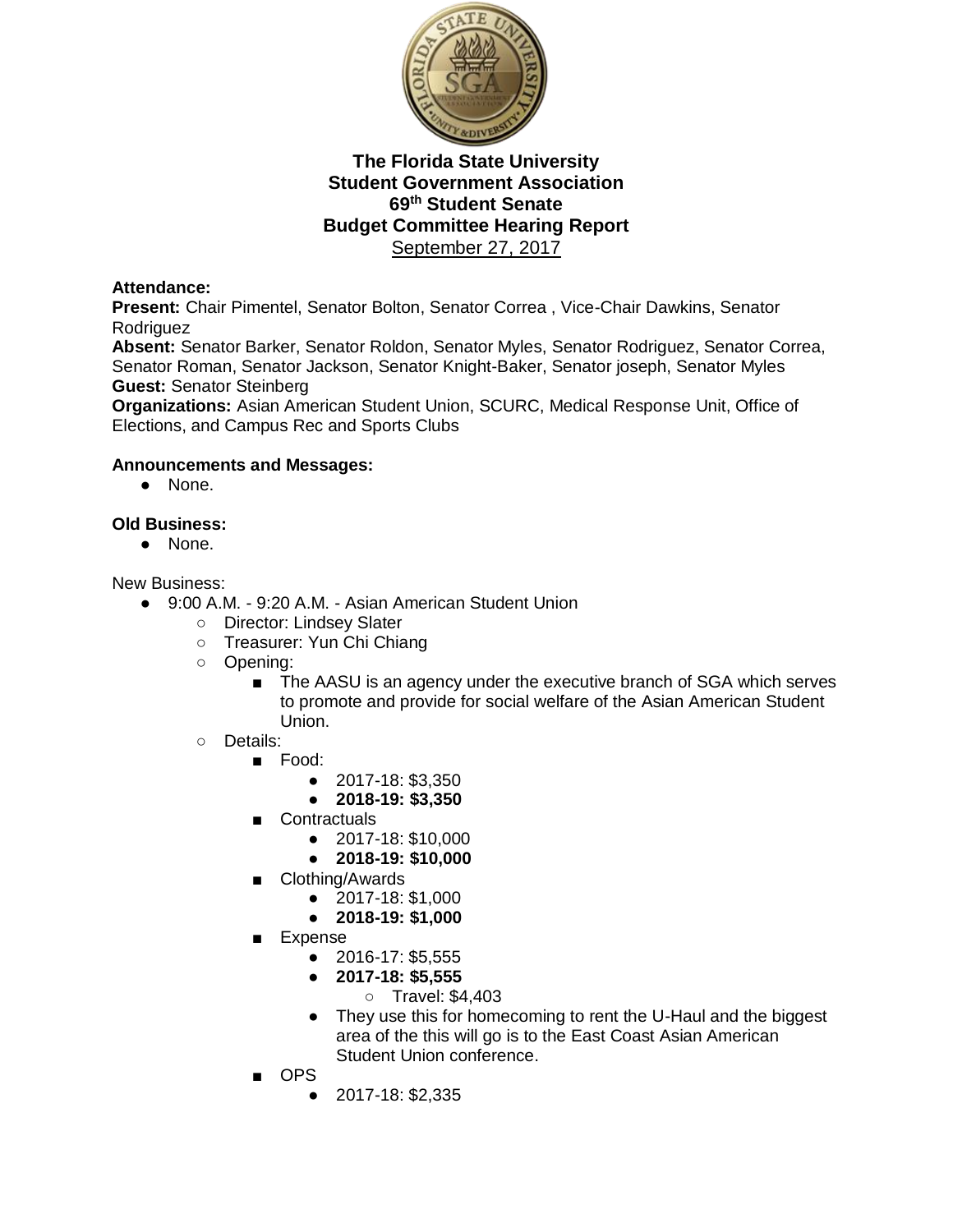**The Florida State University**
**Student Government Association**
**69th Student Senate**
**Budget Committee Hearing Report**
September 27, 2017

**Attendance:**
**Present:** Chair Pimentel, Senator Bolton, Senator Correa , Vice-Chair Dawkins, Senator Rodriguez
**Absent:** Senator Barker, Senator Roldon, Senator Myles, Senator Rodriguez, Senator Correa, Senator Roman, Senator Jackson, Senator Knight-Baker, Senator joseph, Senator Myles
**Guest:** Senator Steinberg
**Organizations:** Asian American Student Union, SCURC, Medical Response Unit, Office of Elections, and Campus Rec and Sports Clubs

**Announcements and Messages:**
- None.

**Old Business:**
- None.

New Business:
- 9:00 A.M. - 9:20 A.M. - Asian American Student Union
  - Director: Lindsey Slater
  - Treasurer: Yun Chi Chiang
  - Opening:
    - The AASU is an agency under the executive branch of SGA which serves to promote and provide for social welfare of the Asian American Student Union.
  - Details:
    - Food:
      - 2017-18: $3,350
      - **2018-19: $3,350**
    - Contractuals
      - 2017-18: $10,000
      - **2018-19: $10,000**
    - Clothing/Awards
      - 2017-18: $1,000
      - **2018-19: $1,000**
    - Expense
      - 2016-17: $5,555
      - **2017-18: $5,555**
        - Travel: $4,403
      - They use this for homecoming to rent the U-Haul and the biggest area of the this will go is to the East Coast Asian American Student Union conference.
    - OPS
      - 2017-18: $2,335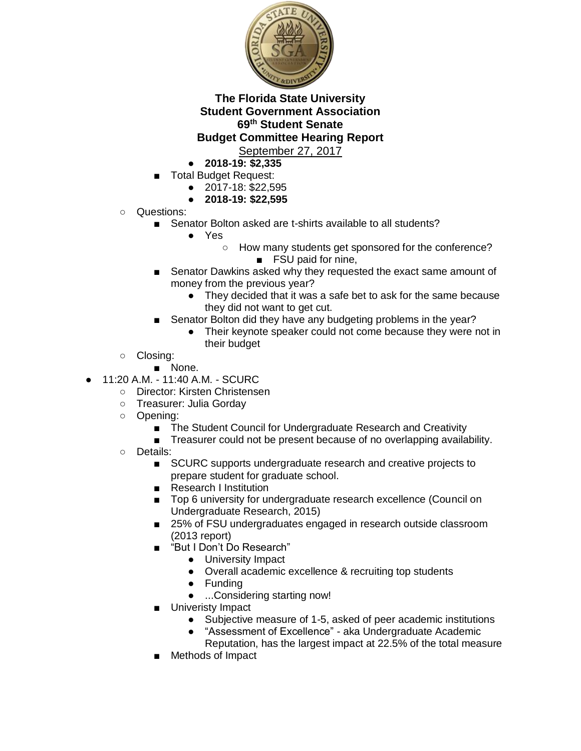- **2018-19: $2,335**
- Total Budget Request:
  - 2017-18: $22,595
  - **2018-19: $22,595**
- Questions:
  - Senator Bolton asked are t-shirts available to all students?
    - Yes
      - How many students get sponsored for the conference?
        - FSU paid for nine,
  - Senator Dawkins asked why they requested the exact same amount of money from the previous year?
    - They decided that it was a safe bet to ask for the same because they did not want to get cut.
  - Senator Bolton did they have any budgeting problems in the year?
    - Their keynote speaker could not come because they were not in their budget
- Closing:
  - None.

- 11:20 A.M. - 11:40 A.M. - SCURC
  - Director: Kirsten Christensen
  - Treasurer: Julia Gorday
  - Opening:
    - The Student Council for Undergraduate Research and Creativity
    - Treasurer could not be present because of no overlapping availability.
  - Details:
    - SCURC supports undergraduate research and creative projects to prepare student for graduate school.
    - Research I Institution
    - Top 6 university for undergraduate research excellence (Council on Undergraduate Research, 2015)
    - 25% of FSU undergraduates engaged in research outside classroom (2013 report)
    - "But I Don't Do Research"
      - University Impact
      - Overall academic excellence & recruiting top students
      - Funding
      - ...Considering starting now!
    - Univeristy Impact
      - Subjective measure of 1-5, asked of peer academic institutions
      - "Assessment of Excellence" - aka Undergraduate Academic Reputation, has the largest impact at 22.5% of the total measure
    - Methods of Impact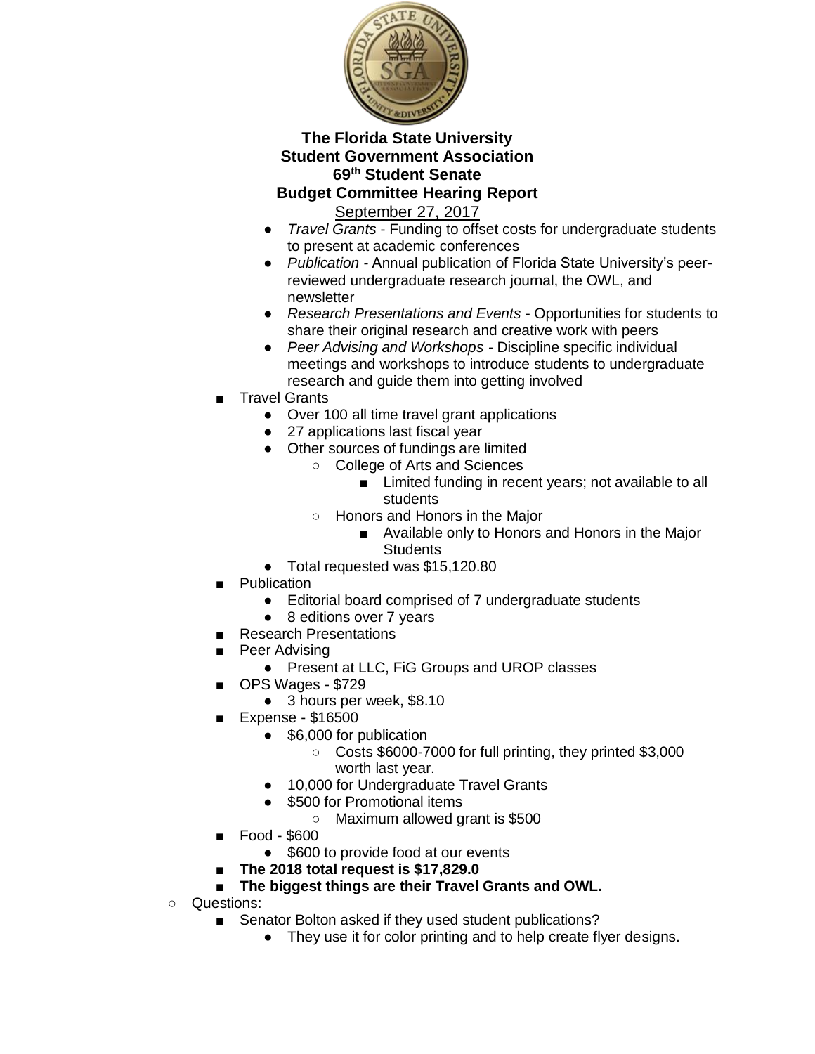**The Florida State University**
**Student Government Association**
**69th Student Senate**
**Budget Committee Hearing Report**
September 27, 2017

            - *Travel Grants* - Funding to offset costs for undergraduate students to present at academic conferences
            - *Publication* - Annual publication of Florida State University's peer-reviewed undergraduate research journal, the OWL, and newsletter
            - *Research Presentations and Events* - Opportunities for students to share their original research and creative work with peers
            - *Peer Advising and Workshops* - Discipline specific individual meetings and workshops to introduce students to undergraduate research and guide them into getting involved
        - Travel Grants
            - Over 100 all time travel grant applications
            - 27 applications last fiscal year
            - Other sources of fundings are limited
                - College of Arts and Sciences
                    - Limited funding in recent years; not available to all students
                - Honors and Honors in the Major
                    - Available only to Honors and Honors in the Major Students
            - Total requested was $15,120.80
        - Publication
            - Editorial board comprised of 7 undergraduate students
            - 8 editions over 7 years
        - Research Presentations
        - Peer Advising
            - Present at LLC, FiG Groups and UROP classes
        - OPS Wages - $729
            - 3 hours per week, $8.10
        - Expense - $16500
            - $6,000 for publication
                - Costs $6000-7000 for full printing, they printed $3,000 worth last year.
            - 10,000 for Undergraduate Travel Grants
            - $500 for Promotional items
                - Maximum allowed grant is $500
        - Food - $600
            - $600 to provide food at our events
        - **The 2018 total request is $17,829.0**
        - **The biggest things are their Travel Grants and OWL.**
    - Questions:
        - Senator Bolton asked if they used student publications?
            - They use it for color printing and to help create flyer designs.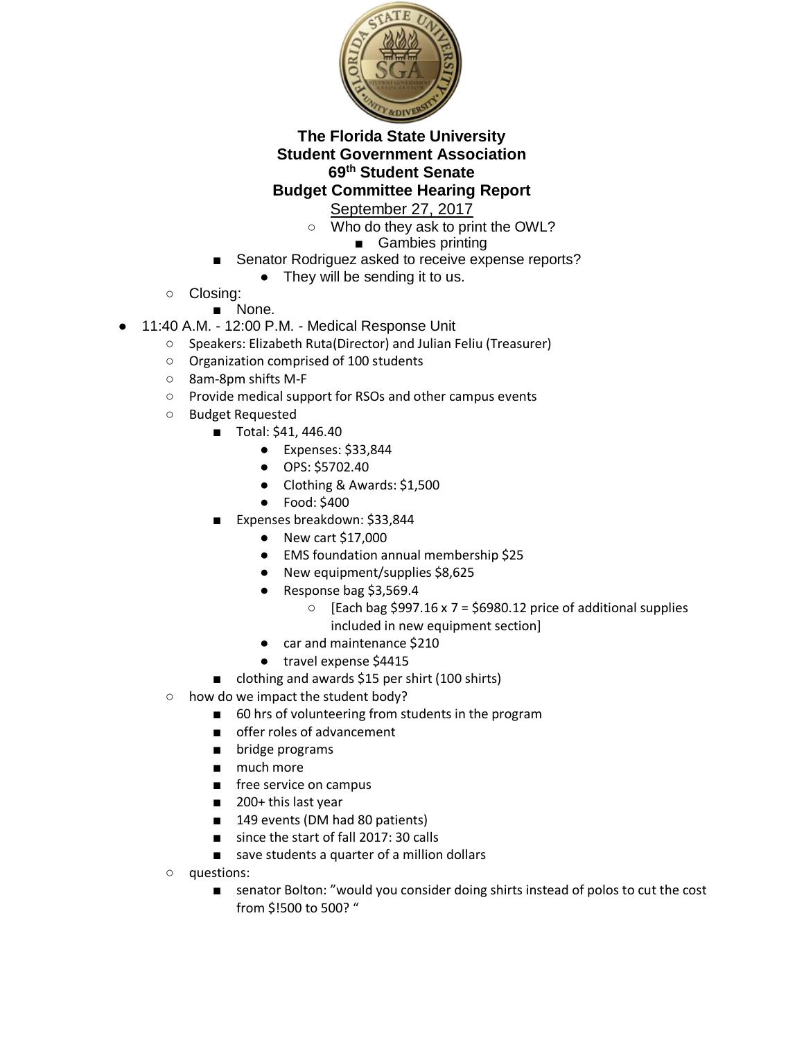**The Florida State University**
**Student Government Association**
**69th Student Senate**
**Budget Committee Hearing Report**
September 27, 2017

        - Who do they ask to print the OWL?
            - Gambies printing
    - Senator Rodriguez asked to receive expense reports?
        - They will be sending it to us.
  - Closing:
    - None.
- 11:40 A.M. - 12:00 P.M. - Medical Response Unit
  - Speakers: Elizabeth Ruta(Director) and Julian Feliu (Treasurer)
  - Organization comprised of 100 students
  - 8am-8pm shifts M-F
  - Provide medical support for RSOs and other campus events
  - Budget Requested
    - Total: $41, 446.40
      - Expenses: $33,844
      - OPS: $5702.40
      - Clothing & Awards: $1,500
      - Food: $400
    - Expenses breakdown: $33,844
      - New cart $17,000
      - EMS foundation annual membership $25
      - New equipment/supplies $8,625
      - Response bag $3,569.4
        - [Each bag $997.16 x 7 = $6980.12 price of additional supplies included in new equipment section]
      - car and maintenance $210
      - travel expense $4415
    - clothing and awards $15 per shirt (100 shirts)
  - how do we impact the student body?
    - 60 hrs of volunteering from students in the program
    - offer roles of advancement
    - bridge programs
    - much more
    - free service on campus
    - 200+ this last year
    - 149 events (DM had 80 patients)
    - since the start of fall 2017: 30 calls
    - save students a quarter of a million dollars
  - questions:
    - senator Bolton: "would you consider doing shirts instead of polos to cut the cost from $!500 to 500? "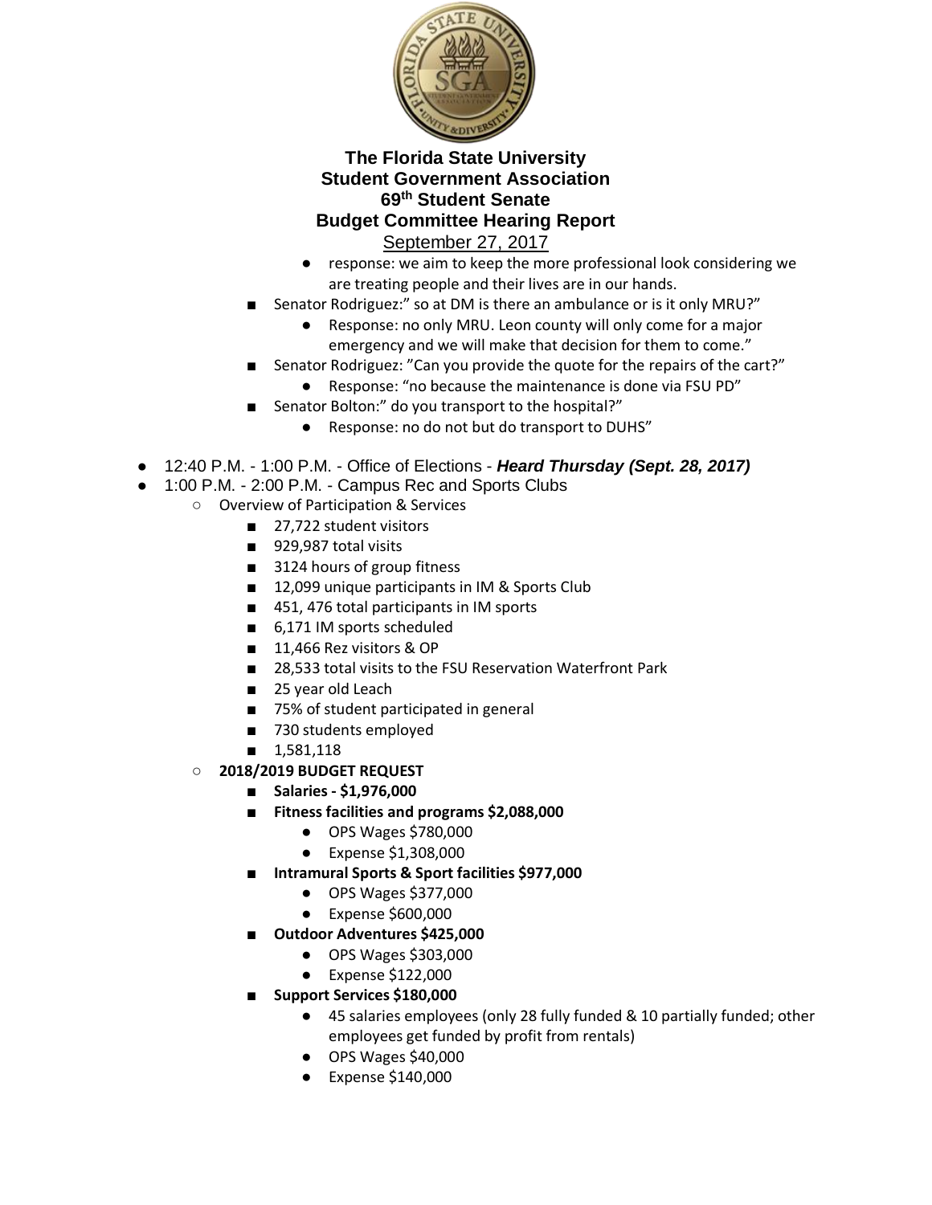**The Florida State University**
**Student Government Association**
**69th Student Senate**
**Budget Committee Hearing Report**
September 27, 2017

            - response: we aim to keep the more professional look considering we are treating people and their lives are in our hands.
        - Senator Rodriguez:" so at DM is there an ambulance or is it only MRU?"
            - Response: no only MRU. Leon county will only come for a major emergency and we will make that decision for them to come."
        - Senator Rodriguez: "Can you provide the quote for the repairs of the cart?"
            - Response: "no because the maintenance is done via FSU PD"
        - Senator Bolton:" do you transport to the hospital?"
            - Response: no do not but do transport to DUHS"

- 12:40 P.M. - 1:00 P.M. - Office of Elections - ***Heard Thursday (Sept. 28, 2017)***
- 1:00 P.M. - 2:00 P.M. - Campus Rec and Sports Clubs
    - Overview of Participation & Services
        - 27,722 student visitors
        - 929,987 total visits
        - 3124 hours of group fitness
        - 12,099 unique participants in IM & Sports Club
        - 451, 476 total participants in IM sports
        - 6,171 IM sports scheduled
        - 11,466 Rez visitors & OP
        - 28,533 total visits to the FSU Reservation Waterfront Park
        - 25 year old Leach
        - 75% of student participated in general
        - 730 students employed
        - 1,581,118
    - **2018/2019 BUDGET REQUEST**
        - **Salaries - $1,976,000**
        - **Fitness facilities and programs $2,088,000**
            - OPS Wages $780,000
            - Expense $1,308,000
        - **Intramural Sports & Sport facilities $977,000**
            - OPS Wages $377,000
            - Expense $600,000
        - **Outdoor Adventures $425,000**
            - OPS Wages $303,000
            - Expense $122,000
        - **Support Services $180,000**
            - 45 salaries employees (only 28 fully funded & 10 partially funded; other employees get funded by profit from rentals)
            - OPS Wages $40,000
            - Expense $140,000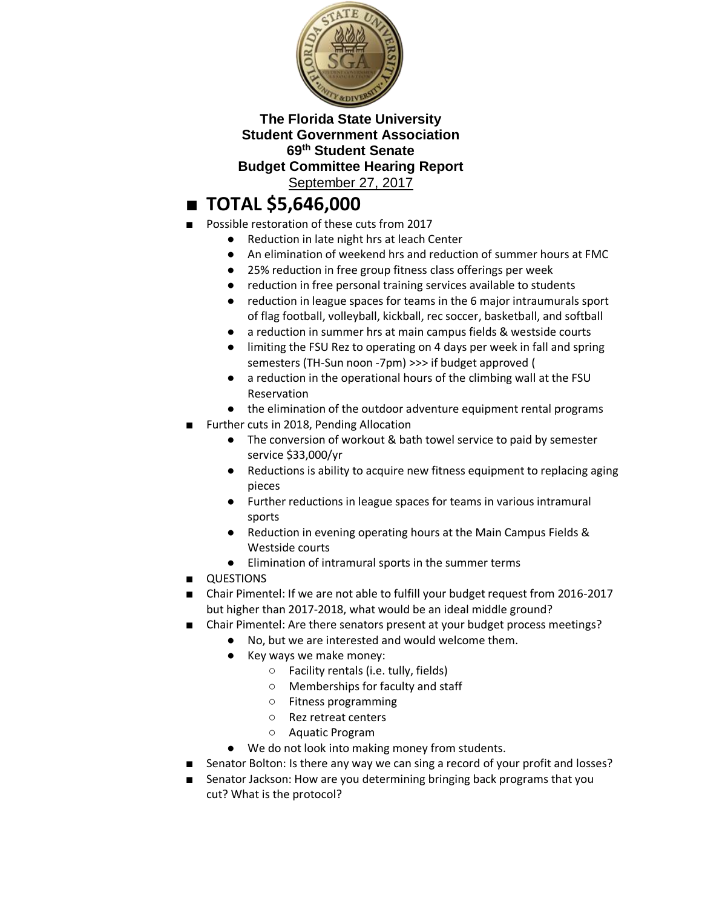**The Florida State University**
**Student Government Association**
**69th Student Senate**
**Budget Committee Hearing Report**
September 27, 2017

# ■ TOTAL $5,646,000

- Possible restoration of these cuts from 2017
  - Reduction in late night hrs at leach Center
  - An elimination of weekend hrs and reduction of summer hours at FMC
  - 25% reduction in free group fitness class offerings per week
  - reduction in free personal training services available to students
  - reduction in league spaces for teams in the 6 major intraumurals sport of flag football, volleyball, kickball, rec soccer, basketball, and softball
  - a reduction in summer hrs at main campus fields & westside courts
  - limiting the FSU Rez to operating on 4 days per week in fall and spring semesters (TH-Sun noon -7pm) >>> if budget approved (
  - a reduction in the operational hours of the climbing wall at the FSU Reservation
  - the elimination of the outdoor adventure equipment rental programs
- Further cuts in 2018, Pending Allocation
  - The conversion of workout & bath towel service to paid by semester service $33,000/yr
  - Reductions is ability to acquire new fitness equipment to replacing aging pieces
  - Further reductions in league spaces for teams in various intramural sports
  - Reduction in evening operating hours at the Main Campus Fields & Westside courts
  - Elimination of intramural sports in the summer terms
- QUESTIONS
- Chair Pimentel: If we are not able to fulfill your budget request from 2016-2017 but higher than 2017-2018, what would be an ideal middle ground?
- Chair Pimentel: Are there senators present at your budget process meetings?
  - No, but we are interested and would welcome them.
  - Key ways we make money:
    - Facility rentals (i.e. tully, fields)
    - Memberships for faculty and staff
    - Fitness programming
    - Rez retreat centers
    - Aquatic Program
  - We do not look into making money from students.
- Senator Bolton: Is there any way we can sing a record of your profit and losses?
- Senator Jackson: How are you determining bringing back programs that you cut? What is the protocol?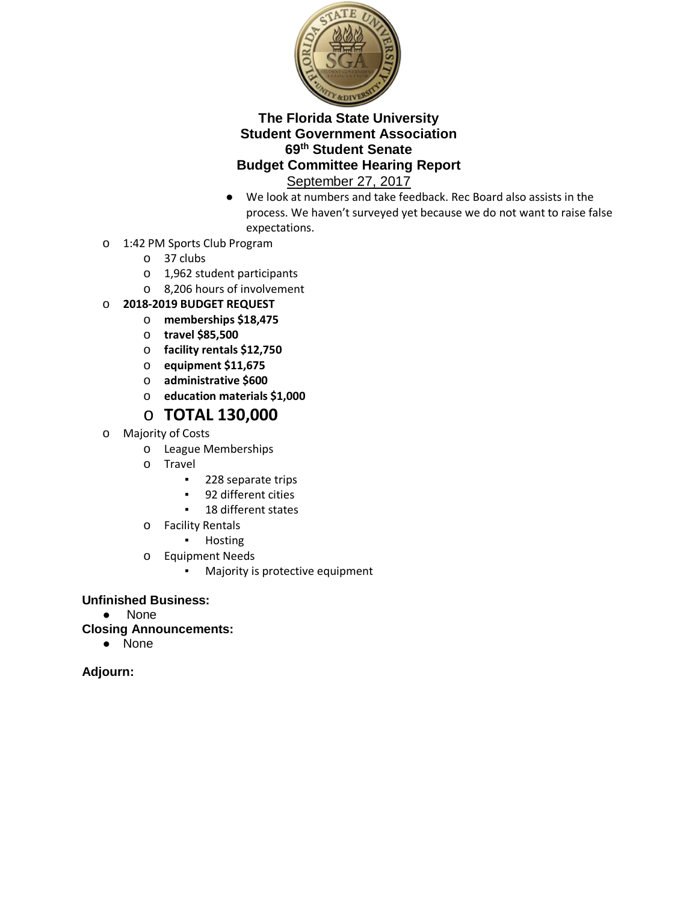# The Florida State University
## Student Government Association
## 69th Student Senate
## Budget Committee Hearing Report
September 27, 2017

- We look at numbers and take feedback. Rec Board also assists in the process. We haven't surveyed yet because we do not want to raise false expectations.

- 1:42 PM Sports Club Program
  - 37 clubs
  - 1,962 student participants
  - 8,206 hours of involvement
- **2018-2019 BUDGET REQUEST**
  - **memberships $18,475**
  - **travel $85,500**
  - **facility rentals $12,750**
  - **equipment $11,675**
  - **administrative $600**
  - **education materials $1,000**
  - **TOTAL 130,000**
- Majority of Costs
  - League Memberships
  - Travel
    - 228 separate trips
    - 92 different cities
    - 18 different states
  - Facility Rentals
    - Hosting
  - Equipment Needs
    - Majority is protective equipment

**Unfinished Business:**
- None

**Closing Announcements:**
- None

**Adjourn:**